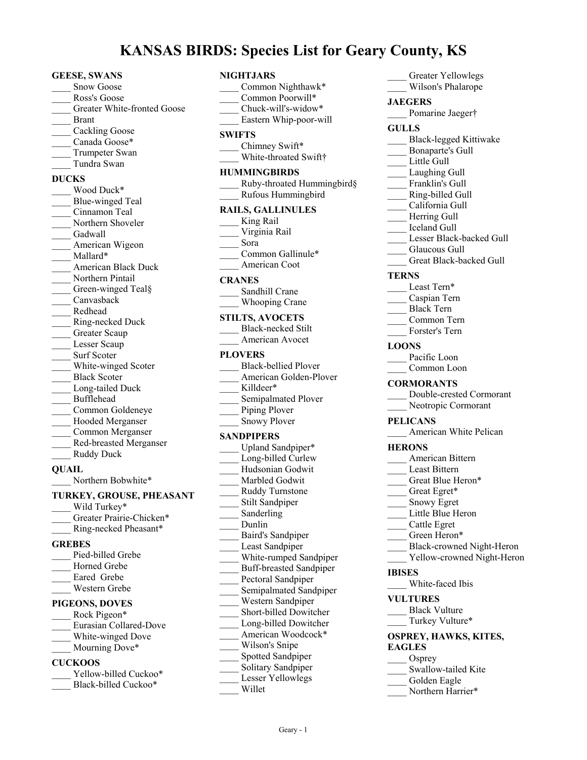# KANSAS BIRDS: Species List for Geary County, KS

**GEESE, SWANS**
____ Snow Goose
____ Ross's Goose
____ Greater White-fronted Goose
____ Brant
____ Cackling Goose
____ Canada Goose*
____ Trumpeter Swan
____ Tundra Swan

**DUCKS**
____ Wood Duck*
____ Blue-winged Teal
____ Cinnamon Teal
____ Northern Shoveler
____ Gadwall
____ American Wigeon
____ Mallard*
____ American Black Duck
____ Northern Pintail
____ Green-winged Teal§
____ Canvasback
____ Redhead
____ Ring-necked Duck
____ Greater Scaup
____ Lesser Scaup
____ Surf Scoter
____ White-winged Scoter
____ Black Scoter
____ Long-tailed Duck
____ Bufflehead
____ Common Goldeneye
____ Hooded Merganser
____ Common Merganser
____ Red-breasted Merganser
____ Ruddy Duck

**QUAIL**
____ Northern Bobwhite*

**TURKEY, GROUSE, PHEASANT**
____ Wild Turkey*
____ Greater Prairie-Chicken*
____ Ring-necked Pheasant*

**GREBES**
____ Pied-billed Grebe
____ Horned Grebe
____ Eared Grebe
____ Western Grebe

**PIGEONS, DOVES**
____ Rock Pigeon*
____ Eurasian Collared-Dove
____ White-winged Dove
____ Mourning Dove*

**CUCKOOS**
____ Yellow-billed Cuckoo*
____ Black-billed Cuckoo*

**NIGHTJARS**
____ Common Nighthawk*
____ Common Poorwill*
____ Chuck-will's-widow*
____ Eastern Whip-poor-will

**SWIFTS**
____ Chimney Swift*
____ White-throated Swift†

**HUMMINGBIRDS**
____ Ruby-throated Hummingbird§
____ Rufous Hummingbird

**RAILS, GALLINULES**
____ King Rail
____ Virginia Rail
____ Sora
____ Common Gallinule*
____ American Coot

**CRANES**
____ Sandhill Crane
____ Whooping Crane

**STILTS, AVOCETS**
____ Black-necked Stilt
____ American Avocet

**PLOVERS**
____ Black-bellied Plover
____ American Golden-Plover
____ Killdeer*
____ Semipalmated Plover
____ Piping Plover
____ Snowy Plover

**SANDPIPERS**
____ Upland Sandpiper*
____ Long-billed Curlew
____ Hudsonian Godwit
____ Marbled Godwit
____ Ruddy Turnstone
____ Stilt Sandpiper
____ Sanderling
____ Dunlin
____ Baird's Sandpiper
____ Least Sandpiper
____ White-rumped Sandpiper
____ Buff-breasted Sandpiper
____ Pectoral Sandpiper
____ Semipalmated Sandpiper
____ Western Sandpiper
____ Short-billed Dowitcher
____ Long-billed Dowitcher
____ American Woodcock*
____ Wilson's Snipe
____ Spotted Sandpiper
____ Solitary Sandpiper
____ Lesser Yellowlegs
____ Willet
____ Greater Yellowlegs
____ Wilson's Phalarope

**JAEGERS**
____ Pomarine Jaeger†

**GULLS**
____ Black-legged Kittiwake
____ Bonaparte's Gull
____ Little Gull
____ Laughing Gull
____ Franklin's Gull
____ Ring-billed Gull
____ California Gull
____ Herring Gull
____ Iceland Gull
____ Lesser Black-backed Gull
____ Glaucous Gull
____ Great Black-backed Gull

**TERNS**
____ Least Tern*
____ Caspian Tern
____ Black Tern
____ Common Tern
____ Forster's Tern

**LOONS**
____ Pacific Loon
____ Common Loon

**CORMORANTS**
____ Double-crested Cormorant
____ Neotropic Cormorant

**PELICANS**
____ American White Pelican

**HERONS**
____ American Bittern
____ Least Bittern
____ Great Blue Heron*
____ Great Egret*
____ Snowy Egret
____ Little Blue Heron
____ Cattle Egret
____ Green Heron*
____ Black-crowned Night-Heron
____ Yellow-crowned Night-Heron

**IBISES**
____ White-faced Ibis

**VULTURES**
____ Black Vulture
____ Turkey Vulture*

**OSPREY, HAWKS, KITES, EAGLES**
____ Osprey
____ Swallow-tailed Kite
____ Golden Eagle
____ Northern Harrier*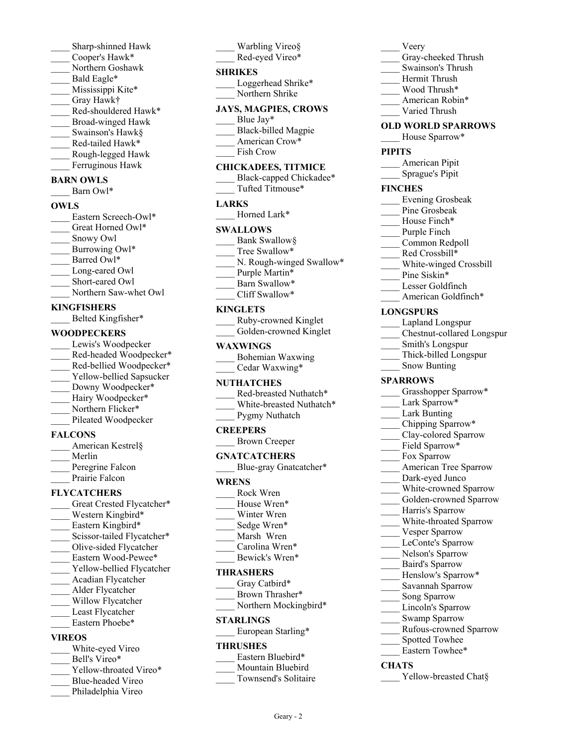____ Sharp-shinned Hawk
____ Cooper's Hawk*
____ Northern Goshawk
____ Bald Eagle*
____ Mississippi Kite*
____ Gray Hawk†
____ Red-shouldered Hawk*
____ Broad-winged Hawk
____ Swainson's Hawk§
____ Red-tailed Hawk*
____ Rough-legged Hawk
____ Ferruginous Hawk

**BARN OWLS**

____ Barn Owl*

**OWLS**

____ Eastern Screech-Owl*
____ Great Horned Owl*
____ Snowy Owl
____ Burrowing Owl*
____ Barred Owl*
____ Long-eared Owl
____ Short-eared Owl
____ Northern Saw-whet Owl

**KINGFISHERS**

____ Belted Kingfisher*

**WOODPECKERS**

____ Lewis's Woodpecker
____ Red-headed Woodpecker*
____ Red-bellied Woodpecker*
____ Yellow-bellied Sapsucker
____ Downy Woodpecker*
____ Hairy Woodpecker*
____ Northern Flicker*
____ Pileated Woodpecker

**FALCONS**

____ American Kestrel§
____ Merlin
____ Peregrine Falcon
____ Prairie Falcon

**FLYCATCHERS**

____ Great Crested Flycatcher*
____ Western Kingbird*
____ Eastern Kingbird*
____ Scissor-tailed Flycatcher*
____ Olive-sided Flycatcher
____ Eastern Wood-Pewee*
____ Yellow-bellied Flycatcher
____ Acadian Flycatcher
____ Alder Flycatcher
____ Willow Flycatcher
____ Least Flycatcher
____ Eastern Phoebe*

**VIREOS**

____ White-eyed Vireo
____ Bell's Vireo*
____ Yellow-throated Vireo*
____ Blue-headed Vireo
____ Philadelphia Vireo
____ Warbling Vireo§
____ Red-eyed Vireo*

**SHRIKES**

____ Loggerhead Shrike*
____ Northern Shrike

**JAYS, MAGPIES, CROWS**

____ Blue Jay*
____ Black-billed Magpie
____ American Crow*
____ Fish Crow

**CHICKADEES, TITMICE**

____ Black-capped Chickadee*
____ Tufted Titmouse*

**LARKS**

____ Horned Lark*

**SWALLOWS**

____ Bank Swallow§
____ Tree Swallow*
____ N. Rough-winged Swallow*
____ Purple Martin*
____ Barn Swallow*
____ Cliff Swallow*

**KINGLETS**

____ Ruby-crowned Kinglet
____ Golden-crowned Kinglet

**WAXWINGS**

____ Bohemian Waxwing
____ Cedar Waxwing*

**NUTHATCHES**

____ Red-breasted Nuthatch*
____ White-breasted Nuthatch*
____ Pygmy Nuthatch

**CREEPERS**

____ Brown Creeper

**GNATCATCHERS**

____ Blue-gray Gnatcatcher*

**WRENS**

____ Rock Wren
____ House Wren*
____ Winter Wren
____ Sedge Wren*
____ Marsh Wren
____ Carolina Wren*
____ Bewick's Wren*

**THRASHERS**

____ Gray Catbird*
____ Brown Thrasher*
____ Northern Mockingbird*

**STARLINGS**

____ European Starling*

**THRUSHES**

____ Eastern Bluebird*
____ Mountain Bluebird
____ Townsend's Solitaire
____ Veery
____ Gray-cheeked Thrush
____ Swainson's Thrush
____ Hermit Thrush
____ Wood Thrush*
____ American Robin*
____ Varied Thrush

**OLD WORLD SPARROWS**

____ House Sparrow*

**PIPITS**

____ American Pipit
____ Sprague's Pipit

**FINCHES**

____ Evening Grosbeak
____ Pine Grosbeak
____ House Finch*
____ Purple Finch
____ Common Redpoll
____ Red Crossbill*
____ White-winged Crossbill
____ Pine Siskin*
____ Lesser Goldfinch
____ American Goldfinch*

**LONGSPURS**

____ Lapland Longspur
____ Chestnut-collared Longspur
____ Smith's Longspur
____ Thick-billed Longspur
____ Snow Bunting

**SPARROWS**

____ Grasshopper Sparrow*
____ Lark Sparrow*
____ Lark Bunting
____ Chipping Sparrow*
____ Clay-colored Sparrow
____ Field Sparrow*
____ Fox Sparrow
____ American Tree Sparrow
____ Dark-eyed Junco
____ White-crowned Sparrow
____ Golden-crowned Sparrow
____ Harris's Sparrow
____ White-throated Sparrow
____ Vesper Sparrow
____ LeConte's Sparrow
____ Nelson's Sparrow
____ Baird's Sparrow
____ Henslow's Sparrow*
____ Savannah Sparrow
____ Song Sparrow
____ Lincoln's Sparrow
____ Swamp Sparrow
____ Rufous-crowned Sparrow
____ Spotted Towhee
____ Eastern Towhee*

**CHATS**

____ Yellow-breasted Chat§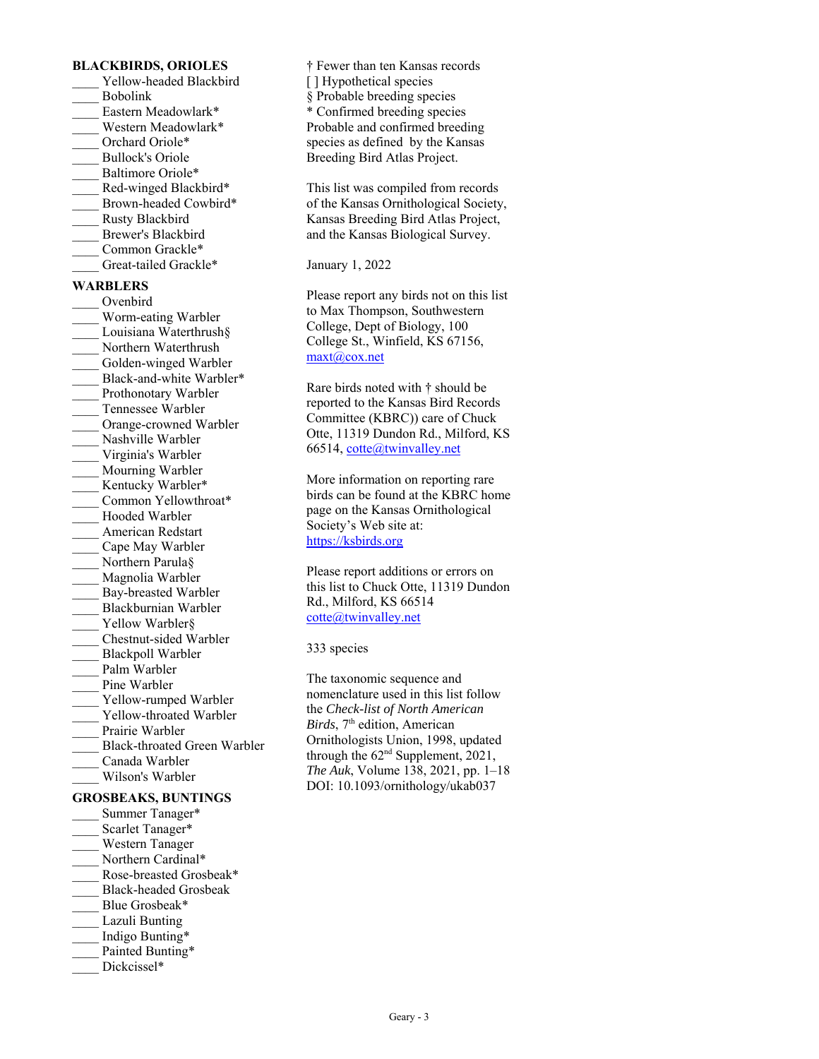**BLACKBIRDS, ORIOLES**

____ Yellow-headed Blackbird
____ Bobolink
____ Eastern Meadowlark*
____ Western Meadowlark*
____ Orchard Oriole*
____ Bullock's Oriole
____ Baltimore Oriole*
____ Red-winged Blackbird*
____ Brown-headed Cowbird*
____ Rusty Blackbird
____ Brewer's Blackbird
____ Common Grackle*
____ Great-tailed Grackle*

**WARBLERS**

____ Ovenbird
____ Worm-eating Warbler
____ Louisiana Waterthrush§
____ Northern Waterthrush
____ Golden-winged Warbler
____ Black-and-white Warbler*
____ Prothonotary Warbler
____ Tennessee Warbler
____ Orange-crowned Warbler
____ Nashville Warbler
____ Virginia's Warbler
____ Mourning Warbler
____ Kentucky Warbler*
____ Common Yellowthroat*
____ Hooded Warbler
____ American Redstart
____ Cape May Warbler
____ Northern Parula§
____ Magnolia Warbler
____ Bay-breasted Warbler
____ Blackburnian Warbler
____ Yellow Warbler§
____ Chestnut-sided Warbler
____ Blackpoll Warbler
____ Palm Warbler
____ Pine Warbler
____ Yellow-rumped Warbler
____ Yellow-throated Warbler
____ Prairie Warbler
____ Black-throated Green Warbler
____ Canada Warbler
____ Wilson's Warbler

**GROSBEAKS, BUNTINGS**

____ Summer Tanager*
____ Scarlet Tanager*
____ Western Tanager
____ Northern Cardinal*
____ Rose-breasted Grosbeak*
____ Black-headed Grosbeak
____ Blue Grosbeak*
____ Lazuli Bunting
____ Indigo Bunting*
____ Painted Bunting*
____ Dickcissel*

† Fewer than ten Kansas records
[ ] Hypothetical species
§ Probable breeding species
* Confirmed breeding species
Probable and confirmed breeding species as defined by the Kansas Breeding Bird Atlas Project.

This list was compiled from records of the Kansas Ornithological Society, Kansas Breeding Bird Atlas Project, and the Kansas Biological Survey.

January 1, 2022

Please report any birds not on this list to Max Thompson, Southwestern College, Dept of Biology, 100 College St., Winfield, KS 67156, maxt@cox.net

Rare birds noted with † should be reported to the Kansas Bird Records Committee (KBRC)) care of Chuck Otte, 11319 Dundon Rd., Milford, KS 66514, cotte@twinvalley.net

More information on reporting rare birds can be found at the KBRC home page on the Kansas Ornithological Society's Web site at: https://ksbirds.org

Please report additions or errors on this list to Chuck Otte, 11319 Dundon Rd., Milford, KS 66514 cotte@twinvalley.net

333 species

The taxonomic sequence and nomenclature used in this list follow the *Check-list of North American Birds*, 7th edition, American Ornithologists Union, 1998, updated through the 62nd Supplement, 2021, *The Auk*, Volume 138, 2021, pp. 1–18 DOI: 10.1093/ornithology/ukab037